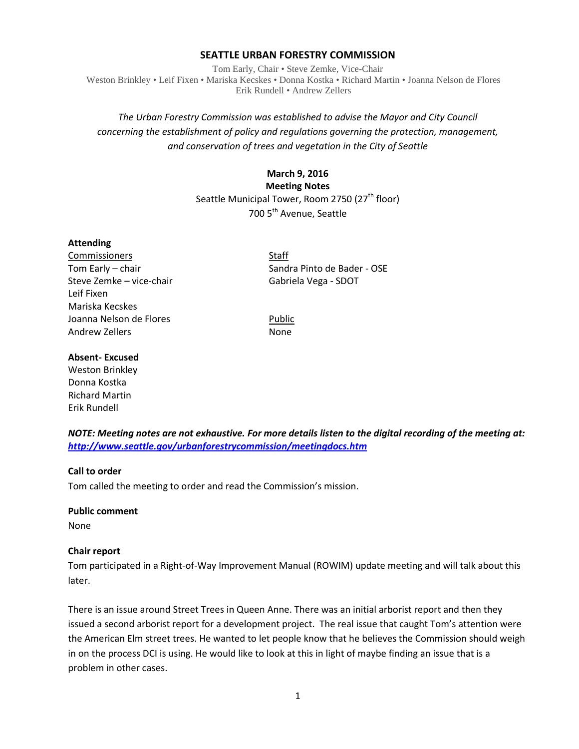# SEATTLE URBAN FORESTRY COMMISSION

Tom Early, Chair • Steve Zemke, Vice-Chair
Weston Brinkley • Leif Fixen • Mariska Kecskes • Donna Kostka • Richard Martin • Joanna Nelson de Flores
Erik Rundell • Andrew Zellers

*The Urban Forestry Commission was established to advise the Mayor and City Council concerning the establishment of policy and regulations governing the protection, management, and conservation of trees and vegetation in the City of Seattle*

**March 9, 2016**
**Meeting Notes**
Seattle Municipal Tower, Room 2750 (27th floor)
700 5th Avenue, Seattle

**Attending**

Commissioners
Tom Early – chair
Steve Zemke – vice-chair
Leif Fixen
Mariska Kecskes
Joanna Nelson de Flores
Andrew Zellers

Staff
Sandra Pinto de Bader - OSE
Gabriela Vega - SDOT

Public
None

**Absent- Excused**
Weston Brinkley
Donna Kostka
Richard Martin
Erik Rundell

***NOTE: Meeting notes are not exhaustive. For more details listen to the digital recording of the meeting at: http://www.seattle.gov/urbanforestrycommission/meetingdocs.htm***

**Call to order**
Tom called the meeting to order and read the Commission's mission.

**Public comment**
None

**Chair report**
Tom participated in a Right-of-Way Improvement Manual (ROWIM) update meeting and will talk about this later.

There is an issue around Street Trees in Queen Anne. There was an initial arborist report and then they issued a second arborist report for a development project. The real issue that caught Tom's attention were the American Elm street trees. He wanted to let people know that he believes the Commission should weigh in on the process DCI is using. He would like to look at this in light of maybe finding an issue that is a problem in other cases.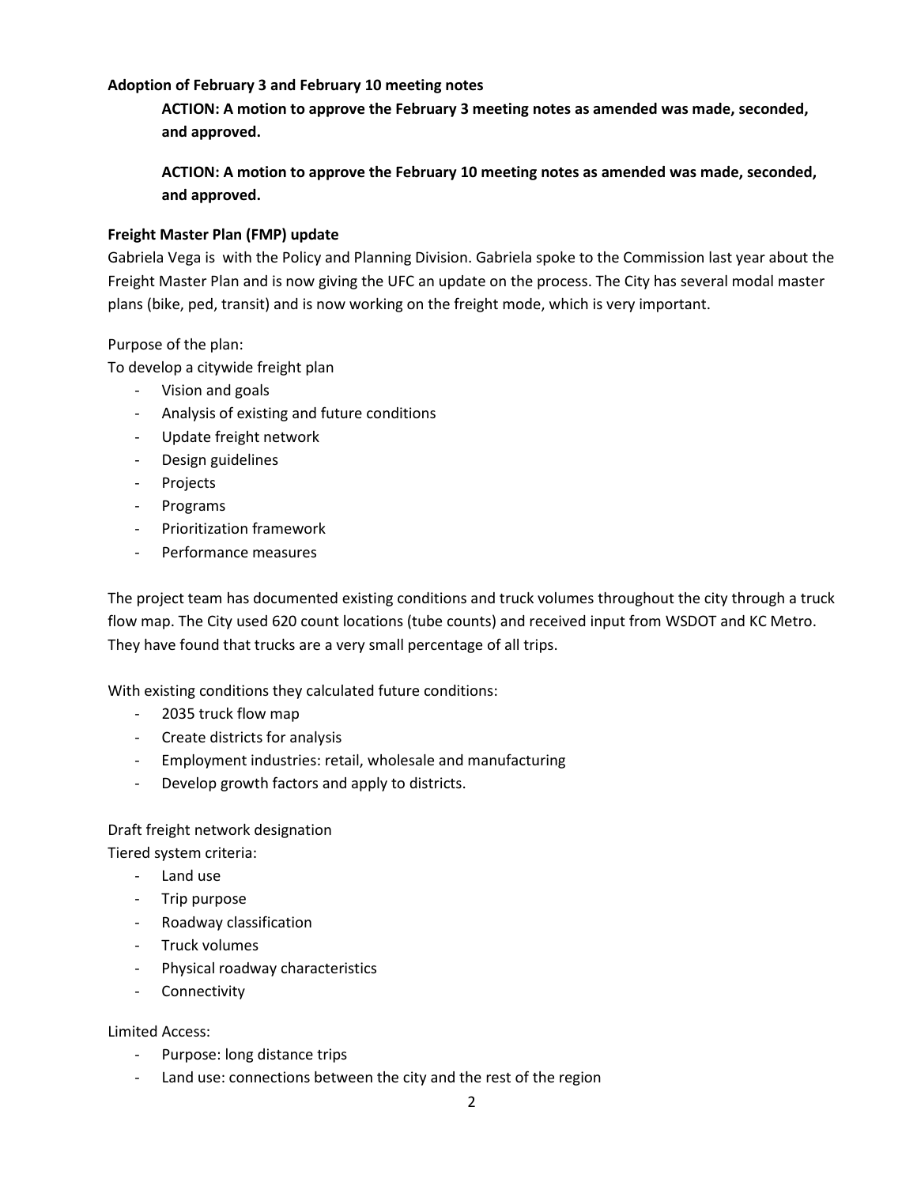**Adoption of February 3 and February 10 meeting notes**

> **ACTION: A motion to approve the February 3 meeting notes as amended was made, seconded, and approved.**
>
> **ACTION: A motion to approve the February 10 meeting notes as amended was made, seconded, and approved.**

**Freight Master Plan (FMP) update**

Gabriela Vega is with the Policy and Planning Division. Gabriela spoke to the Commission last year about the Freight Master Plan and is now giving the UFC an update on the process. The City has several modal master plans (bike, ped, transit) and is now working on the freight mode, which is very important.

Purpose of the plan:

To develop a citywide freight plan

- Vision and goals
- Analysis of existing and future conditions
- Update freight network
- Design guidelines
- Projects
- Programs
- Prioritization framework
- Performance measures

The project team has documented existing conditions and truck volumes throughout the city through a truck flow map. The City used 620 count locations (tube counts) and received input from WSDOT and KC Metro. They have found that trucks are a very small percentage of all trips.

With existing conditions they calculated future conditions:

- 2035 truck flow map
- Create districts for analysis
- Employment industries: retail, wholesale and manufacturing
- Develop growth factors and apply to districts.

Draft freight network designation

Tiered system criteria:

- Land use
- Trip purpose
- Roadway classification
- Truck volumes
- Physical roadway characteristics
- Connectivity

Limited Access:

- Purpose: long distance trips
- Land use: connections between the city and the rest of the region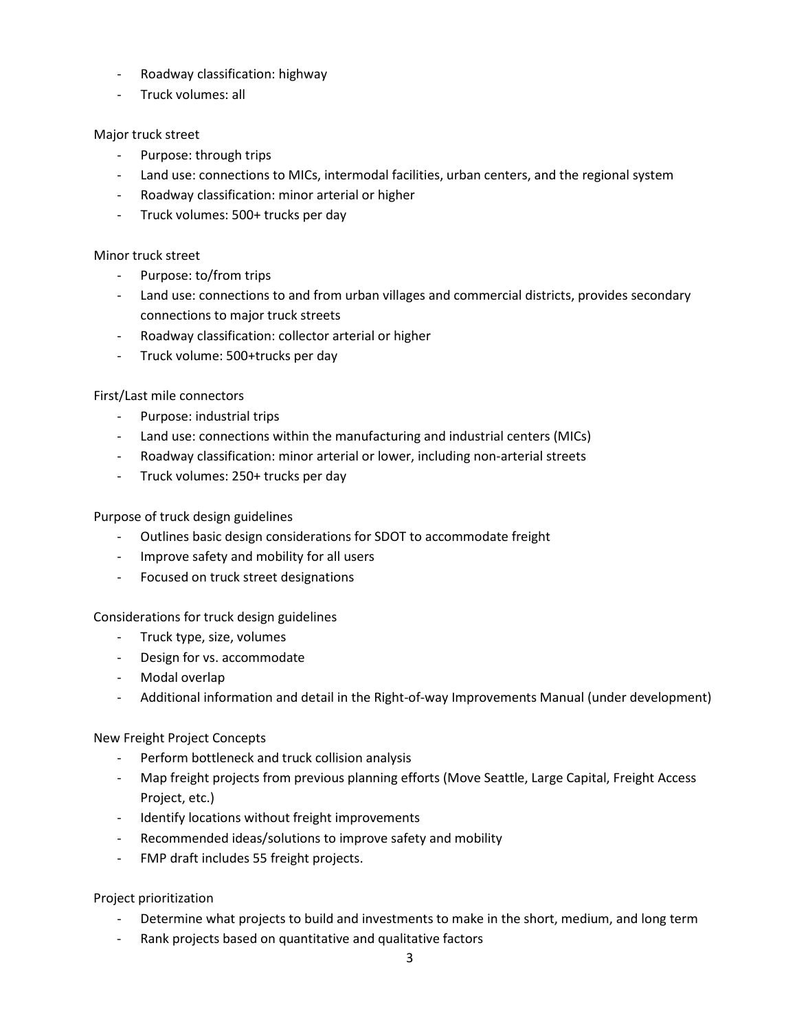- Roadway classification: highway
- Truck volumes: all

Major truck street

- Purpose: through trips
- Land use: connections to MICs, intermodal facilities, urban centers, and the regional system
- Roadway classification: minor arterial or higher
- Truck volumes: 500+ trucks per day

Minor truck street

- Purpose: to/from trips
- Land use: connections to and from urban villages and commercial districts, provides secondary connections to major truck streets
- Roadway classification: collector arterial or higher
- Truck volume: 500+trucks per day

First/Last mile connectors

- Purpose: industrial trips
- Land use: connections within the manufacturing and industrial centers (MICs)
- Roadway classification: minor arterial or lower, including non-arterial streets
- Truck volumes: 250+ trucks per day

Purpose of truck design guidelines

- Outlines basic design considerations for SDOT to accommodate freight
- Improve safety and mobility for all users
- Focused on truck street designations

Considerations for truck design guidelines

- Truck type, size, volumes
- Design for vs. accommodate
- Modal overlap
- Additional information and detail in the Right-of-way Improvements Manual (under development)

New Freight Project Concepts

- Perform bottleneck and truck collision analysis
- Map freight projects from previous planning efforts (Move Seattle, Large Capital, Freight Access Project, etc.)
- Identify locations without freight improvements
- Recommended ideas/solutions to improve safety and mobility
- FMP draft includes 55 freight projects.

Project prioritization

- Determine what projects to build and investments to make in the short, medium, and long term
- Rank projects based on quantitative and qualitative factors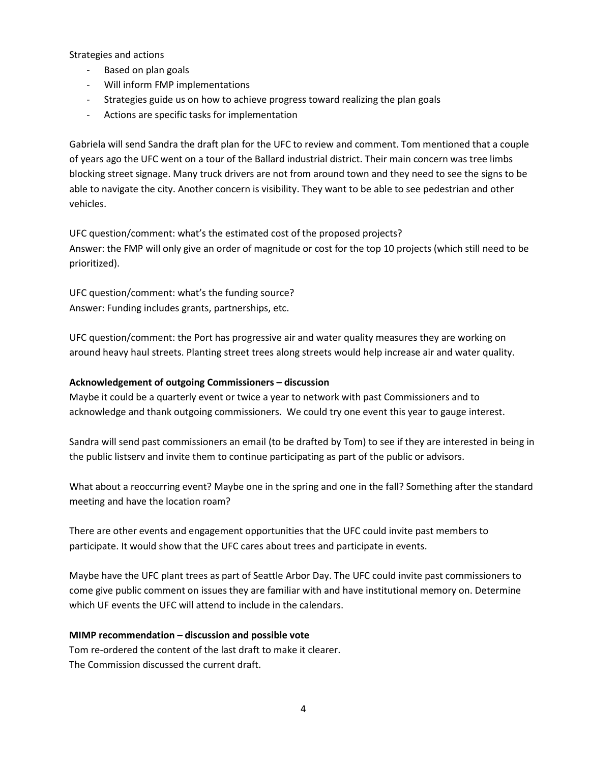Strategies and actions

- Based on plan goals
- Will inform FMP implementations
- Strategies guide us on how to achieve progress toward realizing the plan goals
- Actions are specific tasks for implementation

Gabriela will send Sandra the draft plan for the UFC to review and comment. Tom mentioned that a couple of years ago the UFC went on a tour of the Ballard industrial district. Their main concern was tree limbs blocking street signage. Many truck drivers are not from around town and they need to see the signs to be able to navigate the city. Another concern is visibility. They want to be able to see pedestrian and other vehicles.

UFC question/comment: what's the estimated cost of the proposed projects?
Answer: the FMP will only give an order of magnitude or cost for the top 10 projects (which still need to be prioritized).

UFC question/comment: what's the funding source?
Answer: Funding includes grants, partnerships, etc.

UFC question/comment: the Port has progressive air and water quality measures they are working on around heavy haul streets. Planting street trees along streets would help increase air and water quality.

**Acknowledgement of outgoing Commissioners – discussion**

Maybe it could be a quarterly event or twice a year to network with past Commissioners and to acknowledge and thank outgoing commissioners. We could try one event this year to gauge interest.

Sandra will send past commissioners an email (to be drafted by Tom) to see if they are interested in being in the public listserv and invite them to continue participating as part of the public or advisors.

What about a reoccurring event? Maybe one in the spring and one in the fall? Something after the standard meeting and have the location roam?

There are other events and engagement opportunities that the UFC could invite past members to participate. It would show that the UFC cares about trees and participate in events.

Maybe have the UFC plant trees as part of Seattle Arbor Day. The UFC could invite past commissioners to come give public comment on issues they are familiar with and have institutional memory on. Determine which UF events the UFC will attend to include in the calendars.

**MIMP recommendation – discussion and possible vote**

Tom re-ordered the content of the last draft to make it clearer.
The Commission discussed the current draft.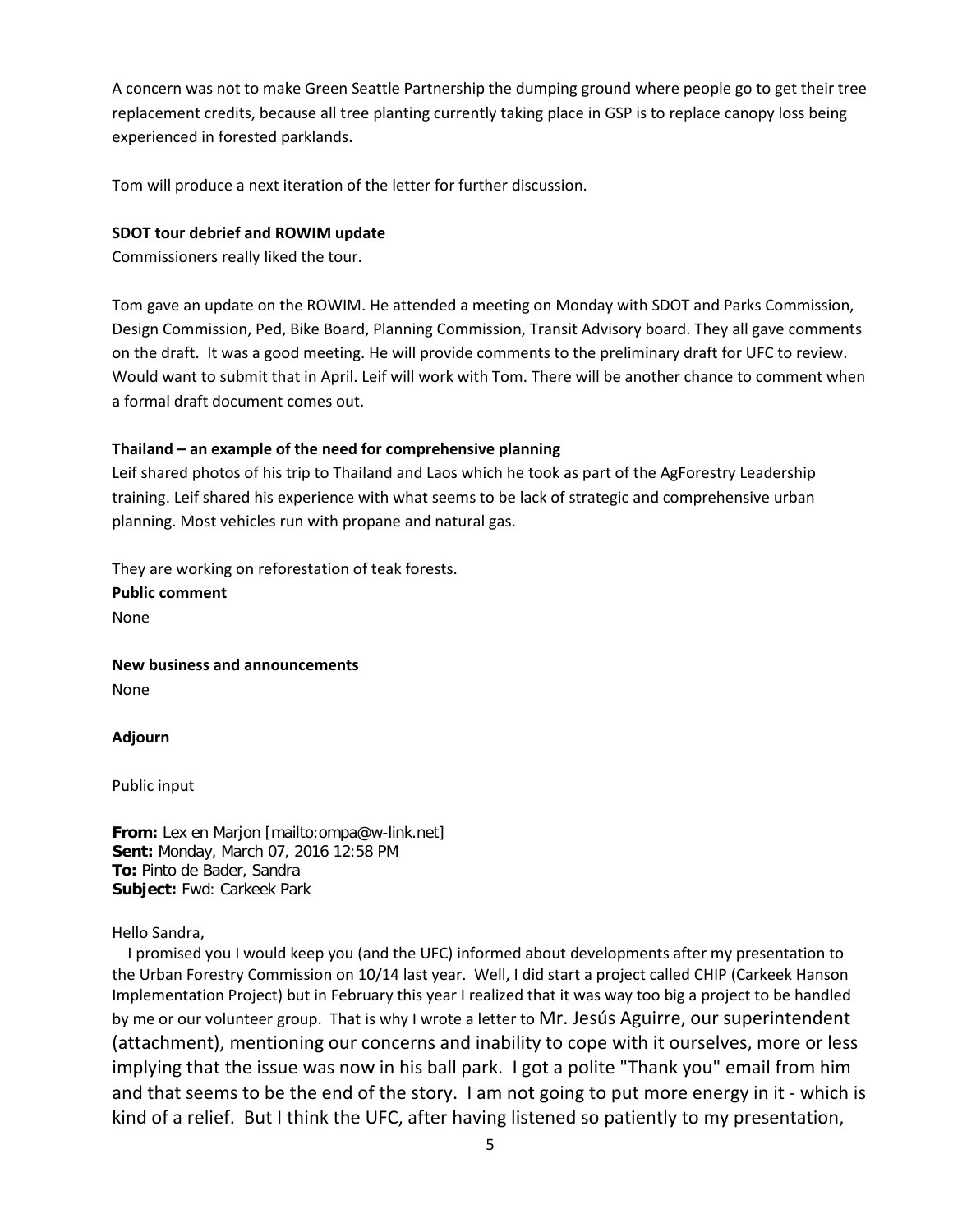A concern was not to make Green Seattle Partnership the dumping ground where people go to get their tree replacement credits, because all tree planting currently taking place in GSP is to replace canopy loss being experienced in forested parklands.

Tom will produce a next iteration of the letter for further discussion.

**SDOT tour debrief and ROWIM update**

Commissioners really liked the tour.

Tom gave an update on the ROWIM. He attended a meeting on Monday with SDOT and Parks Commission, Design Commission, Ped, Bike Board, Planning Commission, Transit Advisory board. They all gave comments on the draft. It was a good meeting. He will provide comments to the preliminary draft for UFC to review. Would want to submit that in April. Leif will work with Tom. There will be another chance to comment when a formal draft document comes out.

**Thailand – an example of the need for comprehensive planning**

Leif shared photos of his trip to Thailand and Laos which he took as part of the AgForestry Leadership training. Leif shared his experience with what seems to be lack of strategic and comprehensive urban planning. Most vehicles run with propane and natural gas.

They are working on reforestation of teak forests.

**Public comment**

None

**New business and announcements**

None

**Adjourn**

Public input

**From:** Lex en Marjon [mailto:ompa@w-link.net]
**Sent:** Monday, March 07, 2016 12:58 PM
**To:** Pinto de Bader, Sandra
**Subject:** Fwd: Carkeek Park

Hello Sandra,

I promised you I would keep you (and the UFC) informed about developments after my presentation to the Urban Forestry Commission on 10/14 last year. Well, I did start a project called CHIP (Carkeek Hanson Implementation Project) but in February this year I realized that it was way too big a project to be handled by me or our volunteer group. That is why I wrote a letter to Mr. Jesús Aguirre, our superintendent (attachment), mentioning our concerns and inability to cope with it ourselves, more or less implying that the issue was now in his ball park. I got a polite "Thank you" email from him and that seems to be the end of the story. I am not going to put more energy in it - which is kind of a relief. But I think the UFC, after having listened so patiently to my presentation,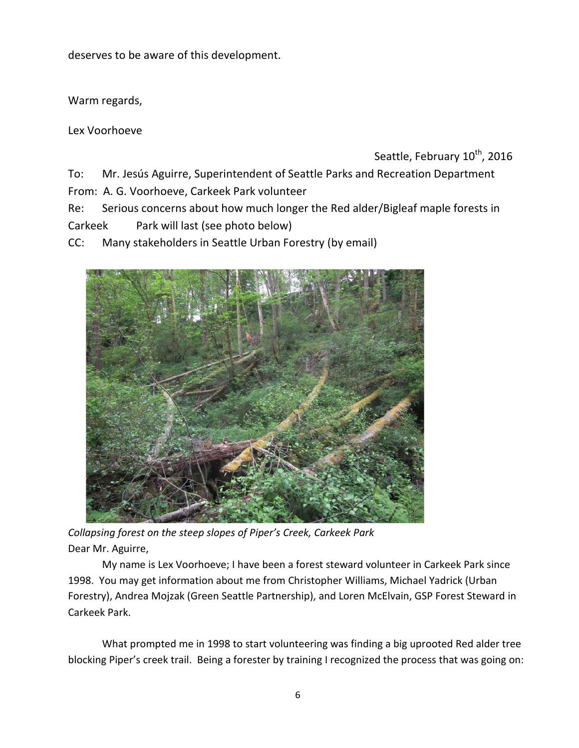deserves to be aware of this development.

Warm regards,

Lex Voorhoeve

Seattle, February 10th, 2016

To: Mr. Jesús Aguirre, Superintendent of Seattle Parks and Recreation Department

From: A. G. Voorhoeve, Carkeek Park volunteer

Re: Serious concerns about how much longer the Red alder/Bigleaf maple forests in Carkeek Park will last (see photo below)

CC: Many stakeholders in Seattle Urban Forestry (by email)

*Collapsing forest on the steep slopes of Piper's Creek, Carkeek Park*

Dear Mr. Aguirre,

My name is Lex Voorhoeve; I have been a forest steward volunteer in Carkeek Park since 1998. You may get information about me from Christopher Williams, Michael Yadrick (Urban Forestry), Andrea Mojzak (Green Seattle Partnership), and Loren McElvain, GSP Forest Steward in Carkeek Park.

What prompted me in 1998 to start volunteering was finding a big uprooted Red alder tree blocking Piper's creek trail. Being a forester by training I recognized the process that was going on: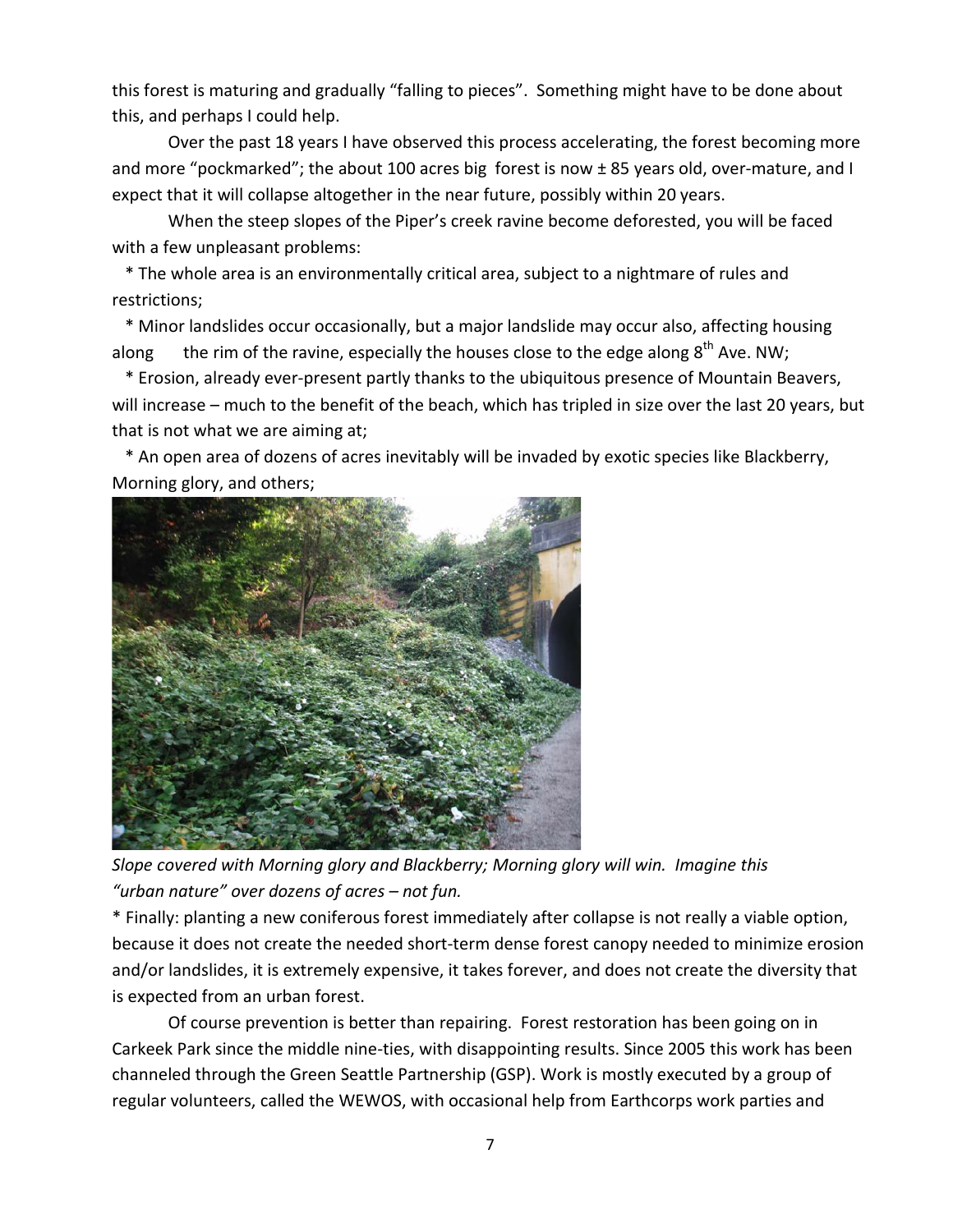this forest is maturing and gradually "falling to pieces". Something might have to be done about this, and perhaps I could help.

Over the past 18 years I have observed this process accelerating, the forest becoming more and more "pockmarked"; the about 100 acres big forest is now ± 85 years old, over-mature, and I expect that it will collapse altogether in the near future, possibly within 20 years.

When the steep slopes of the Piper's creek ravine become deforested, you will be faced with a few unpleasant problems:

* The whole area is an environmentally critical area, subject to a nightmare of rules and restrictions;
* Minor landslides occur occasionally, but a major landslide may occur also, affecting housing along the rim of the ravine, especially the houses close to the edge along 8th Ave. NW;
* Erosion, already ever-present partly thanks to the ubiquitous presence of Mountain Beavers, will increase – much to the benefit of the beach, which has tripled in size over the last 20 years, but that is not what we are aiming at;
* An open area of dozens of acres inevitably will be invaded by exotic species like Blackberry, Morning glory, and others;

*Slope covered with Morning glory and Blackberry; Morning glory will win. Imagine this "urban nature" over dozens of acres – not fun.*

* Finally: planting a new coniferous forest immediately after collapse is not really a viable option, because it does not create the needed short-term dense forest canopy needed to minimize erosion and/or landslides, it is extremely expensive, it takes forever, and does not create the diversity that is expected from an urban forest.

Of course prevention is better than repairing. Forest restoration has been going on in Carkeek Park since the middle nine-ties, with disappointing results. Since 2005 this work has been channeled through the Green Seattle Partnership (GSP). Work is mostly executed by a group of regular volunteers, called the WEWOS, with occasional help from Earthcorps work parties and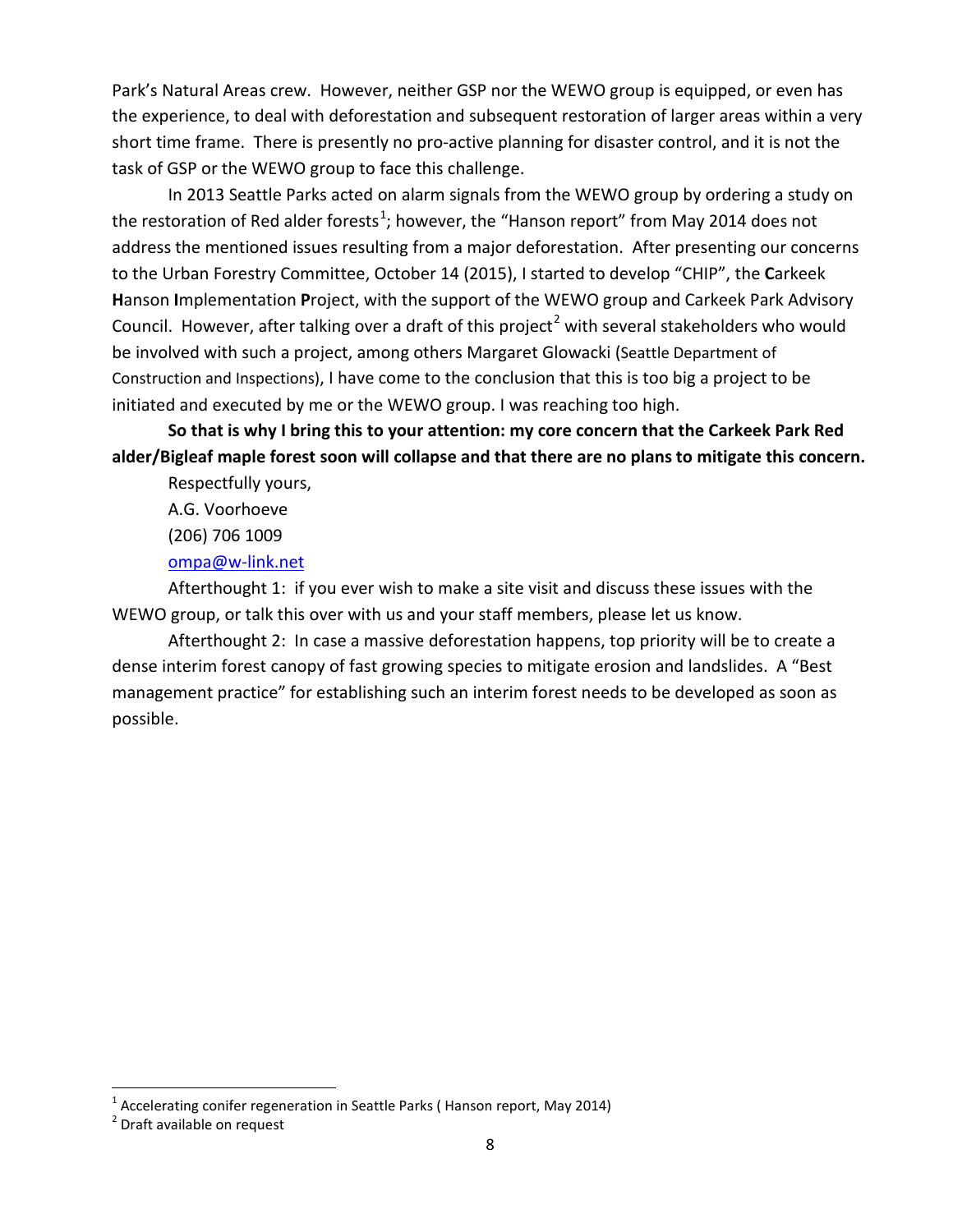Park's Natural Areas crew. However, neither GSP nor the WEWO group is equipped, or even has the experience, to deal with deforestation and subsequent restoration of larger areas within a very short time frame. There is presently no pro-active planning for disaster control, and it is not the task of GSP or the WEWO group to face this challenge.

In 2013 Seattle Parks acted on alarm signals from the WEWO group by ordering a study on the restoration of Red alder forests[1]; however, the "Hanson report" from May 2014 does not address the mentioned issues resulting from a major deforestation. After presenting our concerns to the Urban Forestry Committee, October 14 (2015), I started to develop "CHIP", the **C**arkeek **H**anson **I**mplementation **P**roject, with the support of the WEWO group and Carkeek Park Advisory Council. However, after talking over a draft of this project[2] with several stakeholders who would be involved with such a project, among others Margaret Glowacki (Seattle Department of Construction and Inspections), I have come to the conclusion that this is too big a project to be initiated and executed by me or the WEWO group. I was reaching too high.

**So that is why I bring this to your attention: my core concern that the Carkeek Park Red alder/Bigleaf maple forest soon will collapse and that there are no plans to mitigate this concern.**

Respectfully yours,

A.G. Voorhoeve

(206) 706 1009

[ompa@w-link.net](mailto:ompa@w-link.net)

Afterthought 1: if you ever wish to make a site visit and discuss these issues with the WEWO group, or talk this over with us and your staff members, please let us know.

Afterthought 2: In case a massive deforestation happens, top priority will be to create a dense interim forest canopy of fast growing species to mitigate erosion and landslides. A "Best management practice" for establishing such an interim forest needs to be developed as soon as possible.

---

[1] Accelerating conifer regeneration in Seattle Parks ( Hanson report, May 2014)

[2] Draft available on request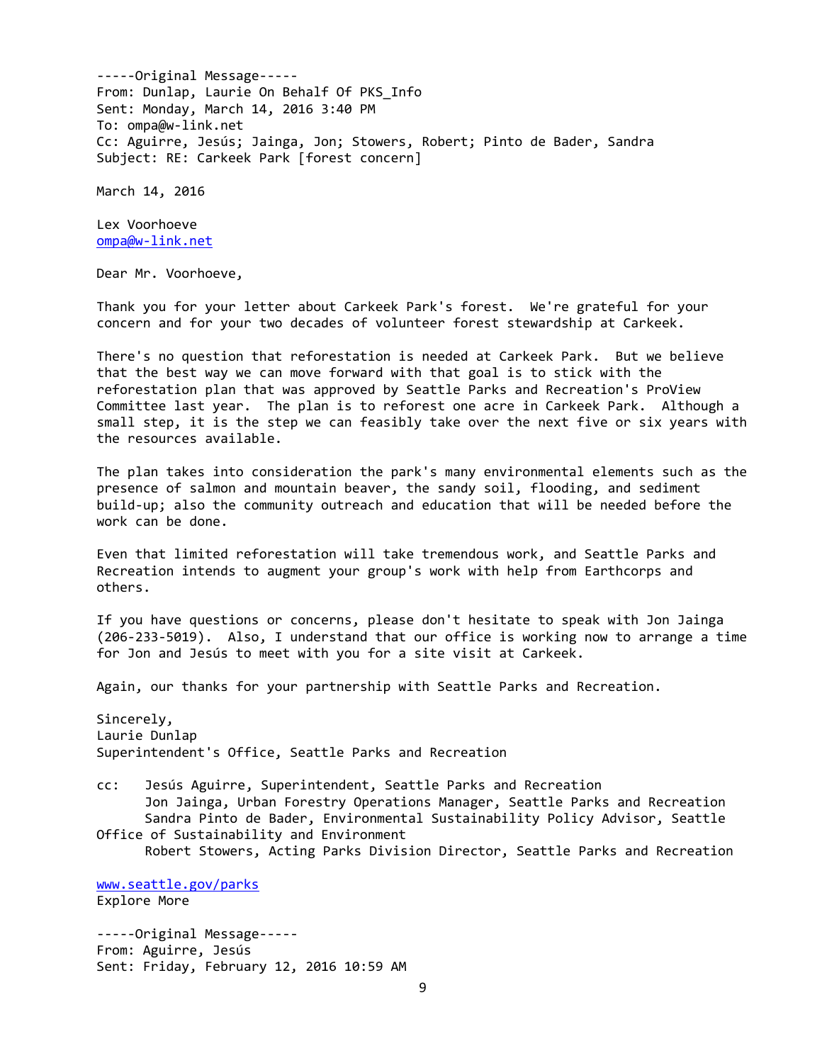-----Original Message-----
From: Dunlap, Laurie On Behalf Of PKS_Info
Sent: Monday, March 14, 2016 3:40 PM
To: ompa@w-link.net
Cc: Aguirre, Jesús; Jainga, Jon; Stowers, Robert; Pinto de Bader, Sandra
Subject: RE: Carkeek Park [forest concern]

March 14, 2016

Lex Voorhoeve
ompa@w-link.net

Dear Mr. Voorhoeve,

Thank you for your letter about Carkeek Park's forest. We're grateful for your concern and for your two decades of volunteer forest stewardship at Carkeek.

There's no question that reforestation is needed at Carkeek Park. But we believe that the best way we can move forward with that goal is to stick with the reforestation plan that was approved by Seattle Parks and Recreation's ProView Committee last year. The plan is to reforest one acre in Carkeek Park. Although a small step, it is the step we can feasibly take over the next five or six years with the resources available.

The plan takes into consideration the park's many environmental elements such as the presence of salmon and mountain beaver, the sandy soil, flooding, and sediment build-up; also the community outreach and education that will be needed before the work can be done.

Even that limited reforestation will take tremendous work, and Seattle Parks and Recreation intends to augment your group's work with help from Earthcorps and others.

If you have questions or concerns, please don't hesitate to speak with Jon Jainga (206-233-5019). Also, I understand that our office is working now to arrange a time for Jon and Jesús to meet with you for a site visit at Carkeek.

Again, our thanks for your partnership with Seattle Parks and Recreation.

Sincerely,
Laurie Dunlap
Superintendent's Office, Seattle Parks and Recreation

cc: Jesús Aguirre, Superintendent, Seattle Parks and Recreation
Jon Jainga, Urban Forestry Operations Manager, Seattle Parks and Recreation
Sandra Pinto de Bader, Environmental Sustainability Policy Advisor, Seattle Office of Sustainability and Environment
Robert Stowers, Acting Parks Division Director, Seattle Parks and Recreation

www.seattle.gov/parks
Explore More

-----Original Message-----
From: Aguirre, Jesús
Sent: Friday, February 12, 2016 10:59 AM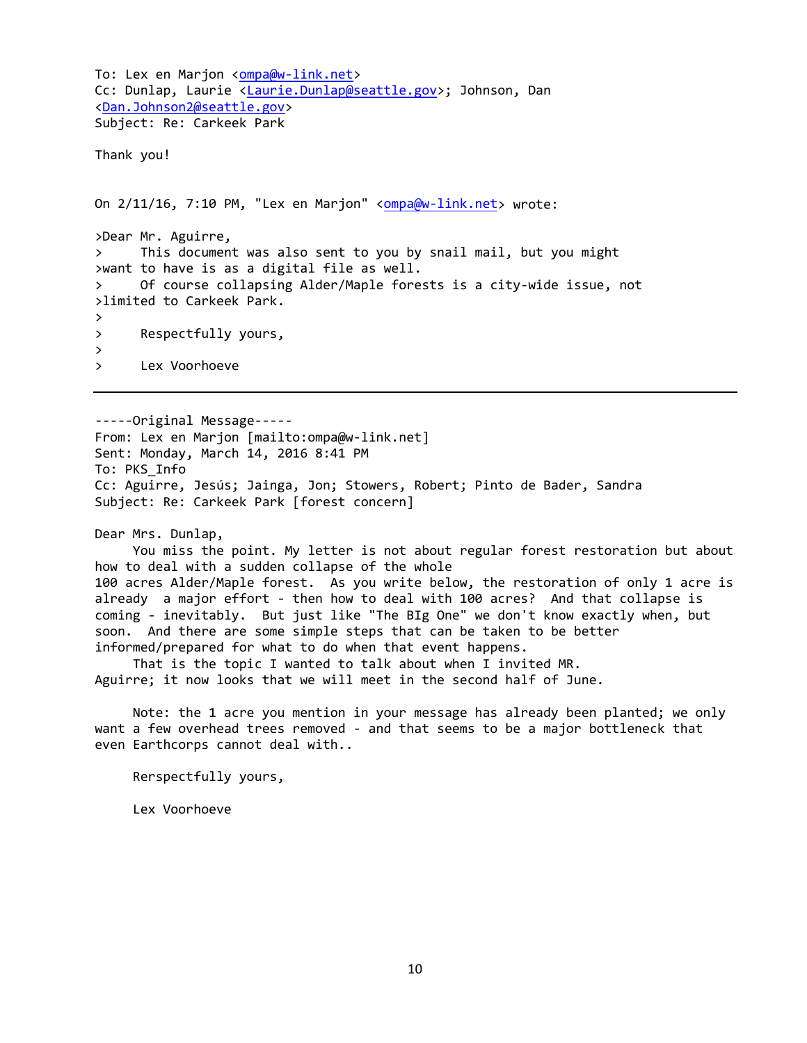To: Lex en Marjon <ompa@w-link.net>
Cc: Dunlap, Laurie <Laurie.Dunlap@seattle.gov>; Johnson, Dan <Dan.Johnson2@seattle.gov>
Subject: Re: Carkeek Park

Thank you!

On 2/11/16, 7:10 PM, "Lex en Marjon" <ompa@w-link.net> wrote:

>Dear Mr. Aguirre,
> This document was also sent to you by snail mail, but you might
>want to have is as a digital file as well.
> Of course collapsing Alder/Maple forests is a city-wide issue, not
>limited to Carkeek Park.
>
> Respectfully yours,
>
> Lex Voorhoeve

---

-----Original Message-----
From: Lex en Marjon [mailto:ompa@w-link.net]
Sent: Monday, March 14, 2016 8:41 PM
To: PKS_Info
Cc: Aguirre, Jesús; Jainga, Jon; Stowers, Robert; Pinto de Bader, Sandra
Subject: Re: Carkeek Park [forest concern]

Dear Mrs. Dunlap,

You miss the point. My letter is not about regular forest restoration but about how to deal with a sudden collapse of the whole 100 acres Alder/Maple forest. As you write below, the restoration of only 1 acre is already a major effort - then how to deal with 100 acres? And that collapse is coming - inevitably. But just like "The BIg One" we don't know exactly when, but soon. And there are some simple steps that can be taken to be better informed/prepared for what to do when that event happens.

That is the topic I wanted to talk about when I invited MR. Aguirre; it now looks that we will meet in the second half of June.

Note: the 1 acre you mention in your message has already been planted; we only want a few overhead trees removed - and that seems to be a major bottleneck that even Earthcorps cannot deal with..

Rerspectfully yours,

Lex Voorhoeve